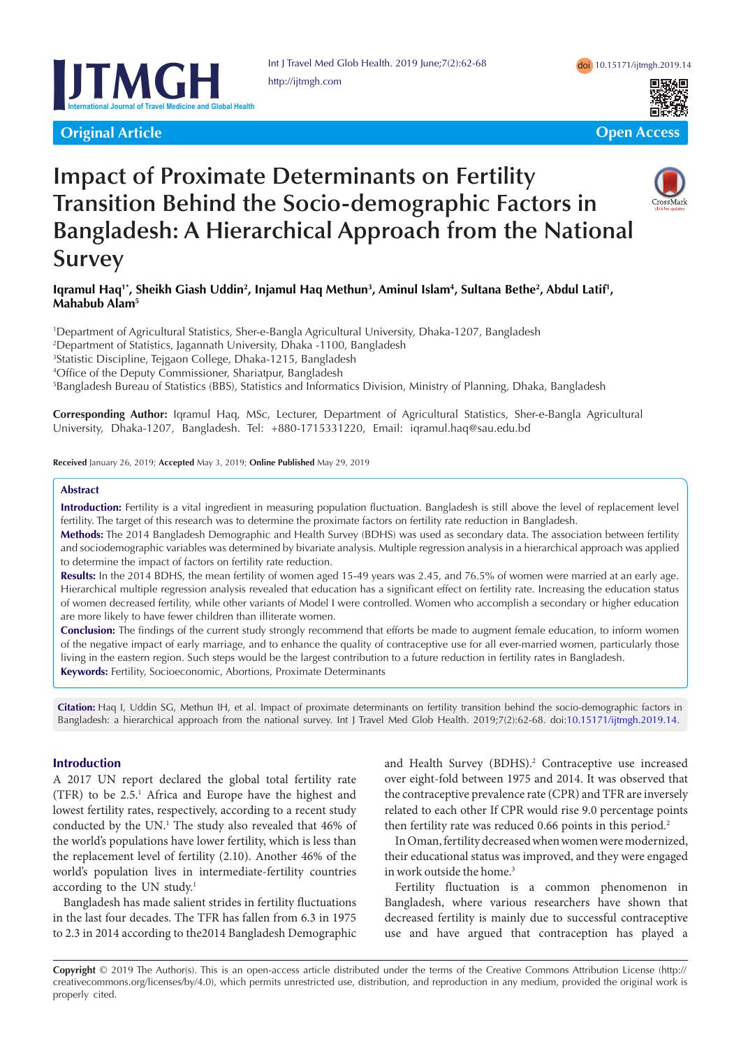**Original Article** **Open Access**

# Impact of Proximate Determinants on Fertility Transition Behind the Socio-demographic Factors in Bangladesh: A Hierarchical Approach from the National Survey

**Iqramul Haq[1*], Sheikh Giash Uddin[2], Injamul Haq Methun[3], Aminul Islam[4], Sultana Bethe[2], Abdul Latif[1], Mahabub Alam[5]**

[1]Department of Agricultural Statistics, Sher-e-Bangla Agricultural University, Dhaka-1207, Bangladesh
[2]Department of Statistics, Jagannath University, Dhaka -1100, Bangladesh
[3]Statistic Discipline, Tejgaon College, Dhaka-1215, Bangladesh
[4]Office of the Deputy Commissioner, Shariatpur, Bangladesh
[5]Bangladesh Bureau of Statistics (BBS), Statistics and Informatics Division, Ministry of Planning, Dhaka, Bangladesh

**Corresponding Author:** Iqramul Haq, MSc, Lecturer, Department of Agricultural Statistics, Sher-e-Bangla Agricultural University, Dhaka-1207, Bangladesh. Tel: +880-1715331220, Email: iqramul.haq@sau.edu.bd

**Received** January 26, 2019; **Accepted** May 3, 2019; **Online Published** May 29, 2019

## Abstract

**Introduction:** Fertility is a vital ingredient in measuring population fluctuation. Bangladesh is still above the level of replacement level fertility. The target of this research was to determine the proximate factors on fertility rate reduction in Bangladesh.

**Methods:** The 2014 Bangladesh Demographic and Health Survey (BDHS) was used as secondary data. The association between fertility and sociodemographic variables was determined by bivariate analysis. Multiple regression analysis in a hierarchical approach was applied to determine the impact of factors on fertility rate reduction.

**Results:** In the 2014 BDHS, the mean fertility of women aged 15-49 years was 2.45, and 76.5% of women were married at an early age. Hierarchical multiple regression analysis revealed that education has a significant effect on fertility rate. Increasing the education status of women decreased fertility, while other variants of Model I were controlled. Women who accomplish a secondary or higher education are more likely to have fewer children than illiterate women.

**Conclusion:** The findings of the current study strongly recommend that efforts be made to augment female education, to inform women of the negative impact of early marriage, and to enhance the quality of contraceptive use for all ever-married women, particularly those living in the eastern region. Such steps would be the largest contribution to a future reduction in fertility rates in Bangladesh.

**Keywords:** Fertility, Socioeconomic, Abortions, Proximate Determinants

**Citation:** Haq I, Uddin SG, Methun IH, et al. Impact of proximate determinants on fertility transition behind the socio-demographic factors in Bangladesh: a hierarchical approach from the national survey. Int J Travel Med Glob Health. 2019;7(2):62-68. doi:10.15171/ijtmgh.2019.14.

## Introduction

A 2017 UN report declared the global total fertility rate (TFR) to be 2.5.[1] Africa and Europe have the highest and lowest fertility rates, respectively, according to a recent study conducted by the UN.[1] The study also revealed that 46% of the world's populations have lower fertility, which is less than the replacement level of fertility (2.10). Another 46% of the world's population lives in intermediate-fertility countries according to the UN study.[1]

Bangladesh has made salient strides in fertility fluctuations in the last four decades. The TFR has fallen from 6.3 in 1975 to 2.3 in 2014 according to the2014 Bangladesh Demographic and Health Survey (BDHS).[2] Contraceptive use increased over eight-fold between 1975 and 2014. It was observed that the contraceptive prevalence rate (CPR) and TFR are inversely related to each other If CPR would rise 9.0 percentage points then fertility rate was reduced 0.66 points in this period.[2]

In Oman, fertility decreased when women were modernized, their educational status was improved, and they were engaged in work outside the home.[3]

Fertility fluctuation is a common phenomenon in Bangladesh, where various researchers have shown that decreased fertility is mainly due to successful contraceptive use and have argued that contraception has played a

**Copyright** © 2019 The Author(s). This is an open-access article distributed under the terms of the Creative Commons Attribution License (http://creativecommons.org/licenses/by/4.0), which permits unrestricted use, distribution, and reproduction in any medium, provided the original work is properly cited.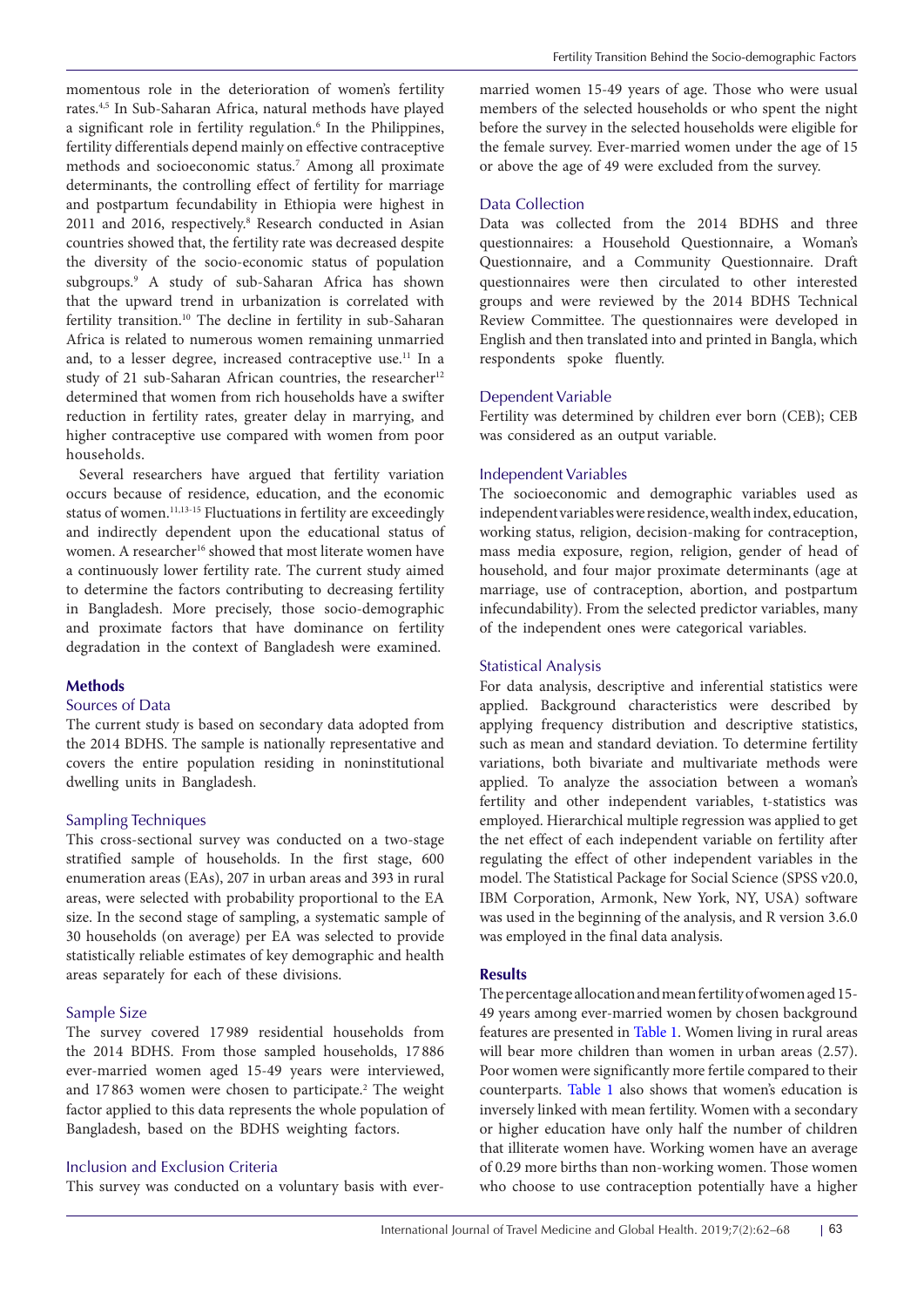momentous role in the deterioration of women's fertility rates.[4,5] In Sub-Saharan Africa, natural methods have played a significant role in fertility regulation.[6] In the Philippines, fertility differentials depend mainly on effective contraceptive methods and socioeconomic status.[7] Among all proximate determinants, the controlling effect of fertility for marriage and postpartum fecundability in Ethiopia were highest in 2011 and 2016, respectively.[8] Research conducted in Asian countries showed that, the fertility rate was decreased despite the diversity of the socio-economic status of population subgroups.[9] A study of sub-Saharan Africa has shown that the upward trend in urbanization is correlated with fertility transition.[10] The decline in fertility in sub-Saharan Africa is related to numerous women remaining unmarried and, to a lesser degree, increased contraceptive use.[11] In a study of 21 sub-Saharan African countries, the researcher[12] determined that women from rich households have a swifter reduction in fertility rates, greater delay in marrying, and higher contraceptive use compared with women from poor households.

Several researchers have argued that fertility variation occurs because of residence, education, and the economic status of women.[11,13-15] Fluctuations in fertility are exceedingly and indirectly dependent upon the educational status of women. A researcher[16] showed that most literate women have a continuously lower fertility rate. The current study aimed to determine the factors contributing to decreasing fertility in Bangladesh. More precisely, those socio-demographic and proximate factors that have dominance on fertility degradation in the context of Bangladesh were examined.

## Methods

### Sources of Data

The current study is based on secondary data adopted from the 2014 BDHS. The sample is nationally representative and covers the entire population residing in noninstitutional dwelling units in Bangladesh.

### Sampling Techniques

This cross-sectional survey was conducted on a two-stage stratified sample of households. In the first stage, 600 enumeration areas (EAs), 207 in urban areas and 393 in rural areas, were selected with probability proportional to the EA size. In the second stage of sampling, a systematic sample of 30 households (on average) per EA was selected to provide statistically reliable estimates of key demographic and health areas separately for each of these divisions.

### Sample Size

The survey covered 17 989 residential households from the 2014 BDHS. From those sampled households, 17 886 ever-married women aged 15-49 years were interviewed, and 17 863 women were chosen to participate.[2] The weight factor applied to this data represents the whole population of Bangladesh, based on the BDHS weighting factors.

### Inclusion and Exclusion Criteria

This survey was conducted on a voluntary basis with ever-married women 15-49 years of age. Those who were usual members of the selected households or who spent the night before the survey in the selected households were eligible for the female survey. Ever-married women under the age of 15 or above the age of 49 were excluded from the survey.

### Data Collection

Data was collected from the 2014 BDHS and three questionnaires: a Household Questionnaire, a Woman's Questionnaire, and a Community Questionnaire. Draft questionnaires were then circulated to other interested groups and were reviewed by the 2014 BDHS Technical Review Committee. The questionnaires were developed in English and then translated into and printed in Bangla, which respondents spoke fluently.

### Dependent Variable

Fertility was determined by children ever born (CEB); CEB was considered as an output variable.

### Independent Variables

The socioeconomic and demographic variables used as independent variables were residence, wealth index, education, working status, religion, decision-making for contraception, mass media exposure, region, religion, gender of head of household, and four major proximate determinants (age at marriage, use of contraception, abortion, and postpartum infecundability). From the selected predictor variables, many of the independent ones were categorical variables.

### Statistical Analysis

For data analysis, descriptive and inferential statistics were applied. Background characteristics were described by applying frequency distribution and descriptive statistics, such as mean and standard deviation. To determine fertility variations, both bivariate and multivariate methods were applied. To analyze the association between a woman's fertility and other independent variables, t-statistics was employed. Hierarchical multiple regression was applied to get the net effect of each independent variable on fertility after regulating the effect of other independent variables in the model. The Statistical Package for Social Science (SPSS v20.0, IBM Corporation, Armonk, New York, NY, USA) software was used in the beginning of the analysis, and R version 3.6.0 was employed in the final data analysis.

## Results

The percentage allocation and mean fertility of women aged 15-49 years among ever-married women by chosen background features are presented in Table 1. Women living in rural areas will bear more children than women in urban areas (2.57). Poor women were significantly more fertile compared to their counterparts. Table 1 also shows that women's education is inversely linked with mean fertility. Women with a secondary or higher education have only half the number of children that illiterate women have. Working women have an average of 0.29 more births than non-working women. Those women who choose to use contraception potentially have a higher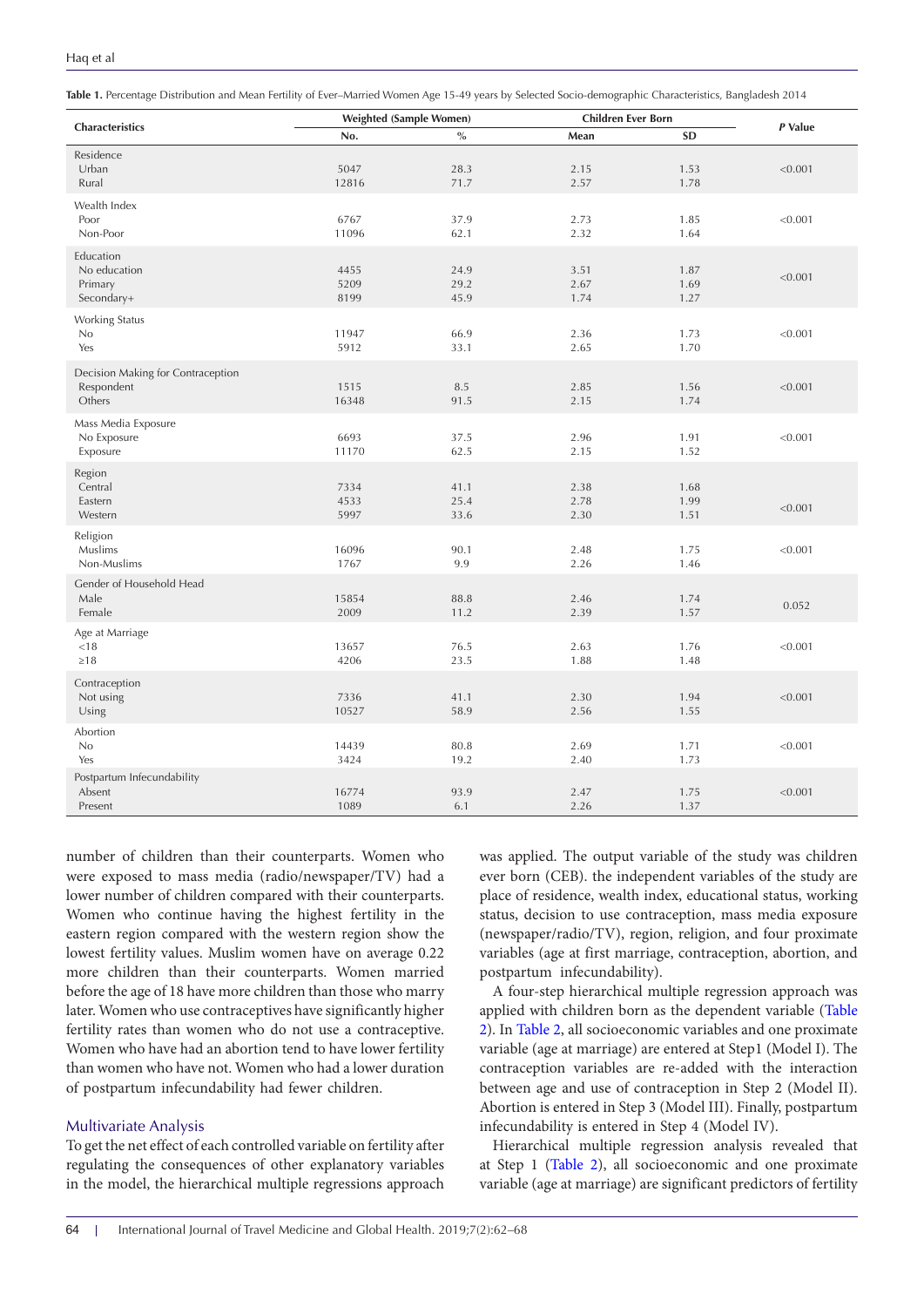**Table 1.** Percentage Distribution and Mean Fertility of Ever–Married Women Age 15-49 years by Selected Socio-demographic Characteristics, Bangladesh 2014

| Characteristics | Weighted (Sample Women) | | Children Ever Born | | *P* Value |
|---|---|---|---|---|---|
| | No. | % | Mean | SD | |
| **Residence** | | | | | |
| Urban | 5047 | 28.3 | 2.15 | 1.53 | <0.001 |
| Rural | 12816 | 71.7 | 2.57 | 1.78 | |
| **Wealth Index** | | | | | |
| Poor | 6767 | 37.9 | 2.73 | 1.85 | <0.001 |
| Non-Poor | 11096 | 62.1 | 2.32 | 1.64 | |
| **Education** | | | | | |
| No education | 4455 | 24.9 | 3.51 | 1.87 | <0.001 |
| Primary | 5209 | 29.2 | 2.67 | 1.69 | |
| Secondary+ | 8199 | 45.9 | 1.74 | 1.27 | |
| **Working Status** | | | | | |
| No | 11947 | 66.9 | 2.36 | 1.73 | <0.001 |
| Yes | 5912 | 33.1 | 2.65 | 1.70 | |
| **Decision Making for Contraception** | | | | | |
| Respondent | 1515 | 8.5 | 2.85 | 1.56 | <0.001 |
| Others | 16348 | 91.5 | 2.15 | 1.74 | |
| **Mass Media Exposure** | | | | | |
| No Exposure | 6693 | 37.5 | 2.96 | 1.91 | <0.001 |
| Exposure | 11170 | 62.5 | 2.15 | 1.52 | |
| **Region** | | | | | |
| Central | 7334 | 41.1 | 2.38 | 1.68 | <0.001 |
| Eastern | 4533 | 25.4 | 2.78 | 1.99 | |
| Western | 5997 | 33.6 | 2.30 | 1.51 | |
| **Religion** | | | | | |
| Muslims | 16096 | 90.1 | 2.48 | 1.75 | <0.001 |
| Non-Muslims | 1767 | 9.9 | 2.26 | 1.46 | |
| **Gender of Household Head** | | | | | |
| Male | 15854 | 88.8 | 2.46 | 1.74 | 0.052 |
| Female | 2009 | 11.2 | 2.39 | 1.57 | |
| **Age at Marriage** | | | | | |
| <18 | 13657 | 76.5 | 2.63 | 1.76 | <0.001 |
| ≥18 | 4206 | 23.5 | 1.88 | 1.48 | |
| **Contraception** | | | | | |
| Not using | 7336 | 41.1 | 2.30 | 1.94 | <0.001 |
| Using | 10527 | 58.9 | 2.56 | 1.55 | |
| **Abortion** | | | | | |
| No | 14439 | 80.8 | 2.69 | 1.71 | <0.001 |
| Yes | 3424 | 19.2 | 2.40 | 1.73 | |
| **Postpartum Infecundability** | | | | | |
| Absent | 16774 | 93.9 | 2.47 | 1.75 | <0.001 |
| Present | 1089 | 6.1 | 2.26 | 1.37 | |

number of children than their counterparts. Women who were exposed to mass media (radio/newspaper/TV) had a lower number of children compared with their counterparts. Women who continue having the highest fertility in the eastern region compared with the western region show the lowest fertility values. Muslim women have on average 0.22 more children than their counterparts. Women married before the age of 18 have more children than those who marry later. Women who use contraceptives have significantly higher fertility rates than women who do not use a contraceptive. Women who have had an abortion tend to have lower fertility than women who have not. Women who had a lower duration of postpartum infecundability had fewer children.

## Multivariate Analysis

To get the net effect of each controlled variable on fertility after regulating the consequences of other explanatory variables in the model, the hierarchical multiple regressions approach was applied. The output variable of the study was children ever born (CEB). the independent variables of the study are place of residence, wealth index, educational status, working status, decision to use contraception, mass media exposure (newspaper/radio/TV), region, religion, and four proximate variables (age at first marriage, contraception, abortion, and postpartum infecundability).

A four-step hierarchical multiple regression approach was applied with children born as the dependent variable (Table 2). In Table 2, all socioeconomic variables and one proximate variable (age at marriage) are entered at Step1 (Model I). The contraception variables are re-added with the interaction between age and use of contraception in Step 2 (Model II). Abortion is entered in Step 3 (Model III). Finally, postpartum infecundability is entered in Step 4 (Model IV).

Hierarchical multiple regression analysis revealed that at Step 1 (Table 2), all socioeconomic and one proximate variable (age at marriage) are significant predictors of fertility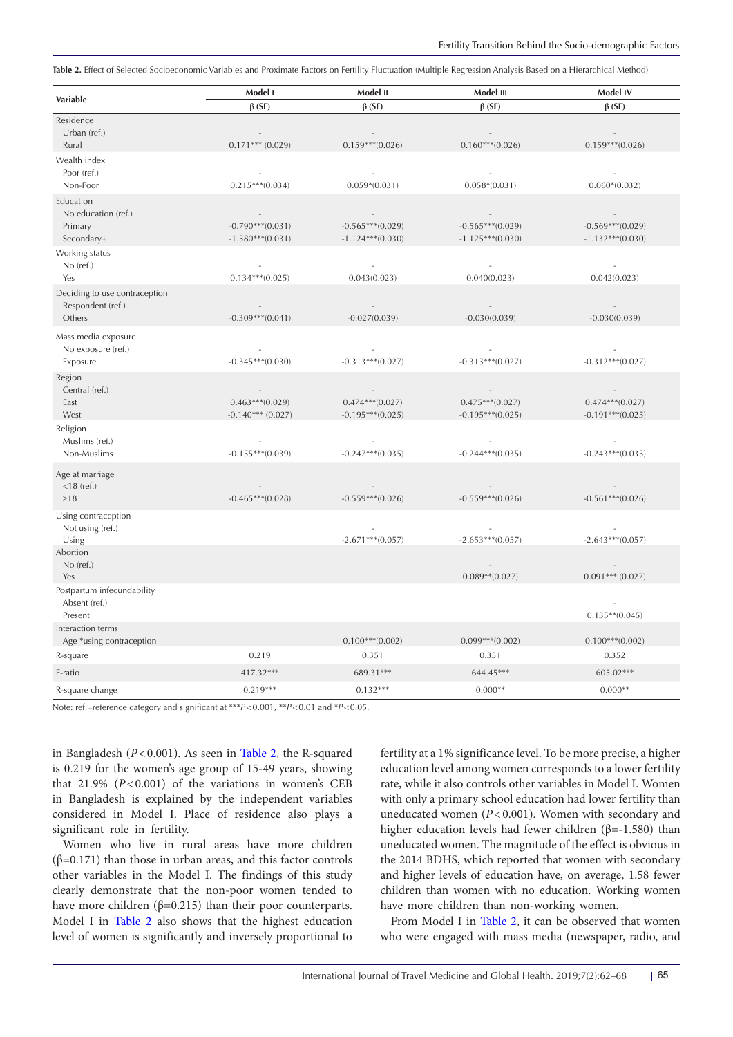**Table 2.** Effect of Selected Socioeconomic Variables and Proximate Factors on Fertility Fluctuation (Multiple Regression Analysis Based on a Hierarchical Method)

| Variable | Model I | Model II | Model III | Model IV |
|---|---|---|---|---|
| | β (SE) | β (SE) | β (SE) | β (SE) |
| Residence | | | | |
| Urban (ref.) | - | - | - | - |
| Rural | 0.171*** (0.029) | 0.159***(0.026) | 0.160***(0.026) | 0.159***(0.026) |
| Wealth index | | | | |
| Poor (ref.) | - | - | - | - |
| Non-Poor | 0.215***(0.034) | 0.059*(0.031) | 0.058*(0.031) | 0.060*(0.032) |
| Education | | | | |
| No education (ref.) | - | - | - | - |
| Primary | -0.790***(0.031) | -0.565***(0.029) | -0.565***(0.029) | -0.569***(0.029) |
| Secondary+ | -1.580***(0.031) | -1.124***(0.030) | -1.125***(0.030) | -1.132***(0.030) |
| Working status | | | | |
| No (ref.) | - | - | - | - |
| Yes | 0.134***(0.025) | 0.043(0.023) | 0.040(0.023) | 0.042(0.023) |
| Deciding to use contraception | | | | |
| Respondent (ref.) | - | - | - | - |
| Others | -0.309***(0.041) | -0.027(0.039) | -0.030(0.039) | -0.030(0.039) |
| Mass media exposure | | | | |
| No exposure (ref.) | - | - | - | - |
| Exposure | -0.345***(0.030) | -0.313***(0.027) | -0.313***(0.027) | -0.312***(0.027) |
| Region | | | | |
| Central (ref.) | - | - | - | - |
| East | 0.463***(0.029) | 0.474***(0.027) | 0.475***(0.027) | 0.474***(0.027) |
| West | -0.140*** (0.027) | -0.195***(0.025) | -0.195***(0.025) | -0.191***(0.025) |
| Religion | | | | |
| Muslims (ref.) | - | - | - | - |
| Non-Muslims | -0.155***(0.039) | -0.247***(0.035) | -0.244***(0.035) | -0.243***(0.035) |
| Age at marriage | | | | |
| <18 (ref.) | - | - | - | - |
| ≥18 | -0.465***(0.028) | -0.559***(0.026) | -0.559***(0.026) | -0.561***(0.026) |
| Using contraception | | | | |
| Not using (ref.) | | - | - | - |
| Using | | -2.671***(0.057) | -2.653***(0.057) | -2.643***(0.057) |
| Abortion | | | | |
| No (ref.) | | | - | - |
| Yes | | | 0.089**(0.027) | 0.091*** (0.027) |
| Postpartum infecundability | | | | |
| Absent (ref.) | | | | - |
| Present | | | | 0.135**(0.045) |
| Interaction terms | | | | |
| Age *using contraception | | 0.100***(0.002) | 0.099***(0.002) | 0.100***(0.002) |
| R-square | 0.219 | 0.351 | 0.351 | 0.352 |
| F-ratio | 417.32*** | 689.31*** | 644.45*** | 605.02*** |
| R-square change | 0.219*** | 0.132*** | 0.000** | 0.000** |

Note: ref.=reference category and significant at ***$P<0.001$, **$P<0.01$ and *$P<0.05$.

in Bangladesh ($P<0.001$). As seen in Table 2, the R-squared is 0.219 for the women's age group of 15-49 years, showing that 21.9% ($P<0.001$) of the variations in women's CEB in Bangladesh is explained by the independent variables considered in Model I. Place of residence also plays a significant role in fertility.

Women who live in rural areas have more children (β=0.171) than those in urban areas, and this factor controls other variables in the Model I. The findings of this study clearly demonstrate that the non-poor women tended to have more children (β=0.215) than their poor counterparts. Model I in Table 2 also shows that the highest education level of women is significantly and inversely proportional to fertility at a 1% significance level. To be more precise, a higher education level among women corresponds to a lower fertility rate, while it also controls other variables in Model I. Women with only a primary school education had lower fertility than uneducated women ($P<0.001$). Women with secondary and higher education levels had fewer children (β=-1.580) than uneducated women. The magnitude of the effect is obvious in the 2014 BDHS, which reported that women with secondary and higher levels of education have, on average, 1.58 fewer children than women with no education. Working women have more children than non-working women.

From Model I in Table 2, it can be observed that women who were engaged with mass media (newspaper, radio, and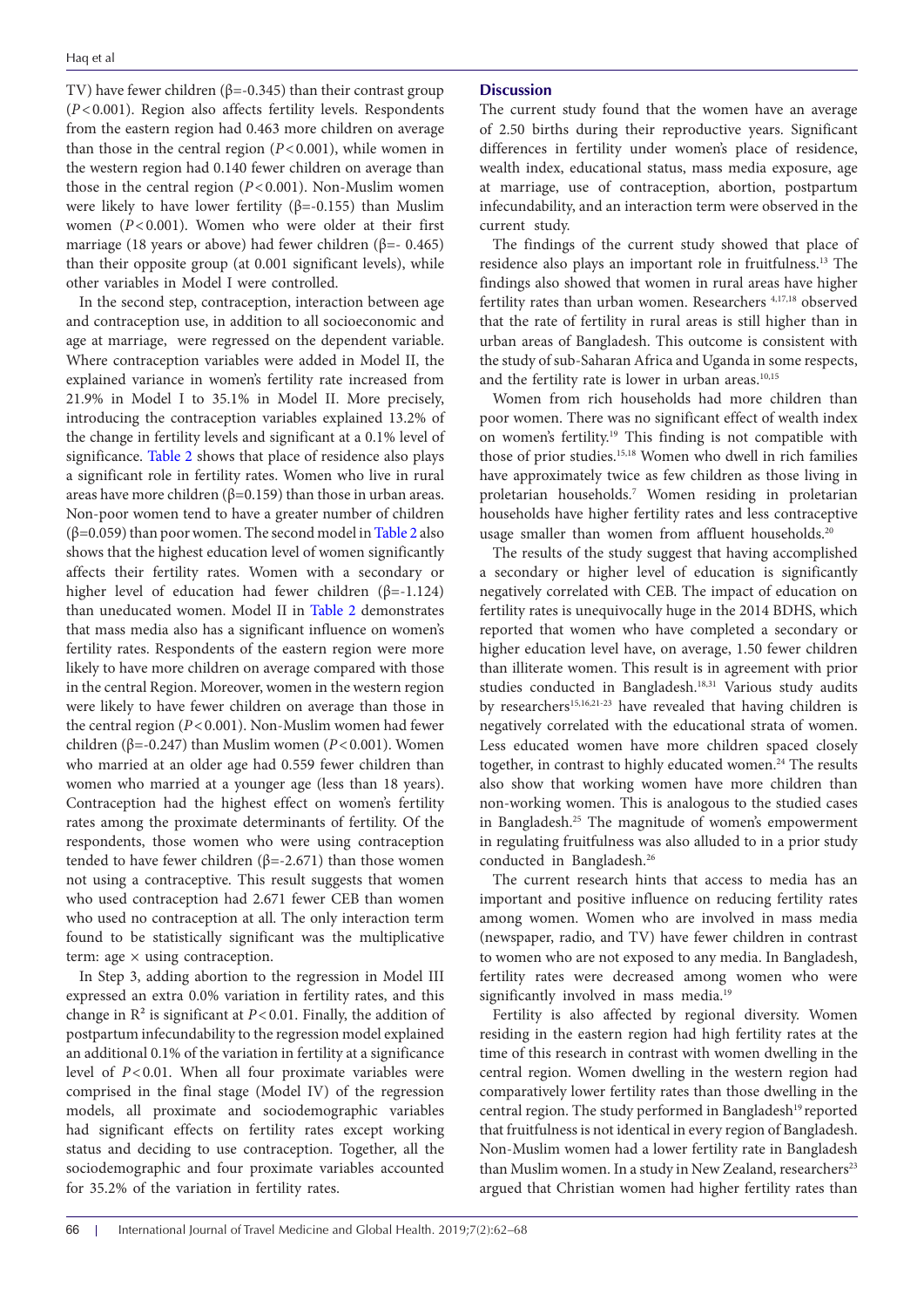TV) have fewer children (β=-0.345) than their contrast group ($P<0.001$). Region also affects fertility levels. Respondents from the eastern region had 0.463 more children on average than those in the central region ($P<0.001$), while women in the western region had 0.140 fewer children on average than those in the central region ($P<0.001$). Non-Muslim women were likely to have lower fertility (β=-0.155) than Muslim women ($P<0.001$). Women who were older at their first marriage (18 years or above) had fewer children (β=- 0.465) than their opposite group (at 0.001 significant levels), while other variables in Model I were controlled.

In the second step, contraception, interaction between age and contraception use, in addition to all socioeconomic and age at marriage, were regressed on the dependent variable. Where contraception variables were added in Model II, the explained variance in women's fertility rate increased from 21.9% in Model I to 35.1% in Model II. More precisely, introducing the contraception variables explained 13.2% of the change in fertility levels and significant at a 0.1% level of significance. Table 2 shows that place of residence also plays a significant role in fertility rates. Women who live in rural areas have more children (β=0.159) than those in urban areas. Non-poor women tend to have a greater number of children (β=0.059) than poor women. The second model in Table 2 also shows that the highest education level of women significantly affects their fertility rates. Women with a secondary or higher level of education had fewer children (β=-1.124) than uneducated women. Model II in Table 2 demonstrates that mass media also has a significant influence on women's fertility rates. Respondents of the eastern region were more likely to have more children on average compared with those in the central Region. Moreover, women in the western region were likely to have fewer children on average than those in the central region ($P<0.001$). Non-Muslim women had fewer children (β=-0.247) than Muslim women ($P<0.001$). Women who married at an older age had 0.559 fewer children than women who married at a younger age (less than 18 years). Contraception had the highest effect on women's fertility rates among the proximate determinants of fertility. Of the respondents, those women who were using contraception tended to have fewer children (β=-2.671) than those women not using a contraceptive. This result suggests that women who used contraception had 2.671 fewer CEB than women who used no contraception at all. The only interaction term found to be statistically significant was the multiplicative term: age × using contraception.

In Step 3, adding abortion to the regression in Model III expressed an extra 0.0% variation in fertility rates, and this change in $R^2$ is significant at $P<0.01$. Finally, the addition of postpartum infecundability to the regression model explained an additional 0.1% of the variation in fertility at a significance level of $P<0.01$. When all four proximate variables were comprised in the final stage (Model IV) of the regression models, all proximate and sociodemographic variables had significant effects on fertility rates except working status and deciding to use contraception. Together, all the sociodemographic and four proximate variables accounted for 35.2% of the variation in fertility rates.

## Discussion

The current study found that the women have an average of 2.50 births during their reproductive years. Significant differences in fertility under women's place of residence, wealth index, educational status, mass media exposure, age at marriage, use of contraception, abortion, postpartum infecundability, and an interaction term were observed in the current study.

The findings of the current study showed that place of residence also plays an important role in fruitfulness.[13] The findings also showed that women in rural areas have higher fertility rates than urban women. Researchers [4,17,18] observed that the rate of fertility in rural areas is still higher than in urban areas of Bangladesh. This outcome is consistent with the study of sub-Saharan Africa and Uganda in some respects, and the fertility rate is lower in urban areas.[10,15]

Women from rich households had more children than poor women. There was no significant effect of wealth index on women's fertility.[19] This finding is not compatible with those of prior studies.[15,18] Women who dwell in rich families have approximately twice as few children as those living in proletarian households.[7] Women residing in proletarian households have higher fertility rates and less contraceptive usage smaller than women from affluent households.[20]

The results of the study suggest that having accomplished a secondary or higher level of education is significantly negatively correlated with CEB. The impact of education on fertility rates is unequivocally huge in the 2014 BDHS, which reported that women who have completed a secondary or higher education level have, on average, 1.50 fewer children than illiterate women. This result is in agreement with prior studies conducted in Bangladesh.[18,31] Various study audits by researchers[15,16,21-23] have revealed that having children is negatively correlated with the educational strata of women. Less educated women have more children spaced closely together, in contrast to highly educated women.[24] The results also show that working women have more children than non-working women. This is analogous to the studied cases in Bangladesh.[25] The magnitude of women's empowerment in regulating fruitfulness was also alluded to in a prior study conducted in Bangladesh.[26]

The current research hints that access to media has an important and positive influence on reducing fertility rates among women. Women who are involved in mass media (newspaper, radio, and TV) have fewer children in contrast to women who are not exposed to any media. In Bangladesh, fertility rates were decreased among women who were significantly involved in mass media.[19]

Fertility is also affected by regional diversity. Women residing in the eastern region had high fertility rates at the time of this research in contrast with women dwelling in the central region. Women dwelling in the western region had comparatively lower fertility rates than those dwelling in the central region. The study performed in Bangladesh[19] reported that fruitfulness is not identical in every region of Bangladesh. Non-Muslim women had a lower fertility rate in Bangladesh than Muslim women. In a study in New Zealand, researchers[23] argued that Christian women had higher fertility rates than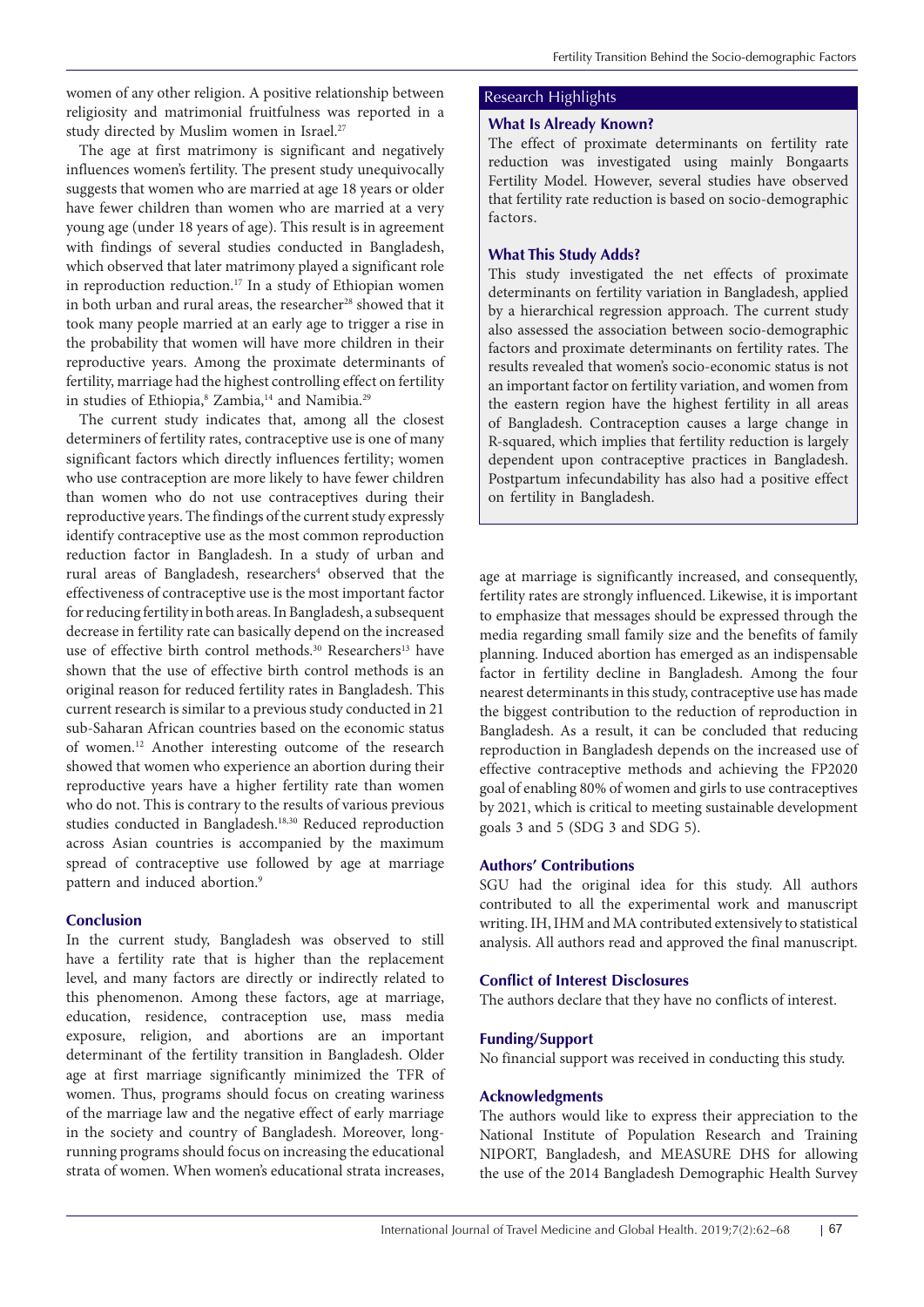women of any other religion. A positive relationship between religiosity and matrimonial fruitfulness was reported in a study directed by Muslim women in Israel.[27]

The age at first matrimony is significant and negatively influences women's fertility. The present study unequivocally suggests that women who are married at age 18 years or older have fewer children than women who are married at a very young age (under 18 years of age). This result is in agreement with findings of several studies conducted in Bangladesh, which observed that later matrimony played a significant role in reproduction reduction.[17] In a study of Ethiopian women in both urban and rural areas, the researcher[28] showed that it took many people married at an early age to trigger a rise in the probability that women will have more children in their reproductive years. Among the proximate determinants of fertility, marriage had the highest controlling effect on fertility in studies of Ethiopia,[8] Zambia,[14] and Namibia.[29]

The current study indicates that, among all the closest determiners of fertility rates, contraceptive use is one of many significant factors which directly influences fertility; women who use contraception are more likely to have fewer children than women who do not use contraceptives during their reproductive years. The findings of the current study expressly identify contraceptive use as the most common reproduction reduction factor in Bangladesh. In a study of urban and rural areas of Bangladesh, researchers[4] observed that the effectiveness of contraceptive use is the most important factor for reducing fertility in both areas. In Bangladesh, a subsequent decrease in fertility rate can basically depend on the increased use of effective birth control methods.[30] Researchers[13] have shown that the use of effective birth control methods is an original reason for reduced fertility rates in Bangladesh. This current research is similar to a previous study conducted in 21 sub-Saharan African countries based on the economic status of women.[12] Another interesting outcome of the research showed that women who experience an abortion during their reproductive years have a higher fertility rate than women who do not. This is contrary to the results of various previous studies conducted in Bangladesh.[18,30] Reduced reproduction across Asian countries is accompanied by the maximum spread of contraceptive use followed by age at marriage pattern and induced abortion.[9]

## Conclusion

In the current study, Bangladesh was observed to still have a fertility rate that is higher than the replacement level, and many factors are directly or indirectly related to this phenomenon. Among these factors, age at marriage, education, residence, contraception use, mass media exposure, religion, and abortions are an important determinant of the fertility transition in Bangladesh. Older age at first marriage significantly minimized the TFR of women. Thus, programs should focus on creating wariness of the marriage law and the negative effect of early marriage in the society and country of Bangladesh. Moreover, long-running programs should focus on increasing the educational strata of women. When women's educational strata increases, age at marriage is significantly increased, and consequently, fertility rates are strongly influenced. Likewise, it is important to emphasize that messages should be expressed through the media regarding small family size and the benefits of family planning. Induced abortion has emerged as an indispensable factor in fertility decline in Bangladesh. Among the four nearest determinants in this study, contraceptive use has made the biggest contribution to the reduction of reproduction in Bangladesh. As a result, it can be concluded that reducing reproduction in Bangladesh depends on the increased use of effective contraceptive methods and achieving the FP2020 goal of enabling 80% of women and girls to use contraceptives by 2021, which is critical to meeting sustainable development goals 3 and 5 (SDG 3 and SDG 5).

## Research Highlights

### What Is Already Known?

The effect of proximate determinants on fertility rate reduction was investigated using mainly Bongaarts Fertility Model. However, several studies have observed that fertility rate reduction is based on socio-demographic factors.

### What This Study Adds?

This study investigated the net effects of proximate determinants on fertility variation in Bangladesh, applied by a hierarchical regression approach. The current study also assessed the association between socio-demographic factors and proximate determinants on fertility rates. The results revealed that women's socio-economic status is not an important factor on fertility variation, and women from the eastern region have the highest fertility in all areas of Bangladesh. Contraception causes a large change in R-squared, which implies that fertility reduction is largely dependent upon contraceptive practices in Bangladesh. Postpartum infecundability has also had a positive effect on fertility in Bangladesh.

## Authors' Contributions

SGU had the original idea for this study. All authors contributed to all the experimental work and manuscript writing. IH, IHM and MA contributed extensively to statistical analysis. All authors read and approved the final manuscript.

## Conflict of Interest Disclosures

The authors declare that they have no conflicts of interest.

## Funding/Support

No financial support was received in conducting this study.

## Acknowledgments

The authors would like to express their appreciation to the National Institute of Population Research and Training NIPORT, Bangladesh, and MEASURE DHS for allowing the use of the 2014 Bangladesh Demographic Health Survey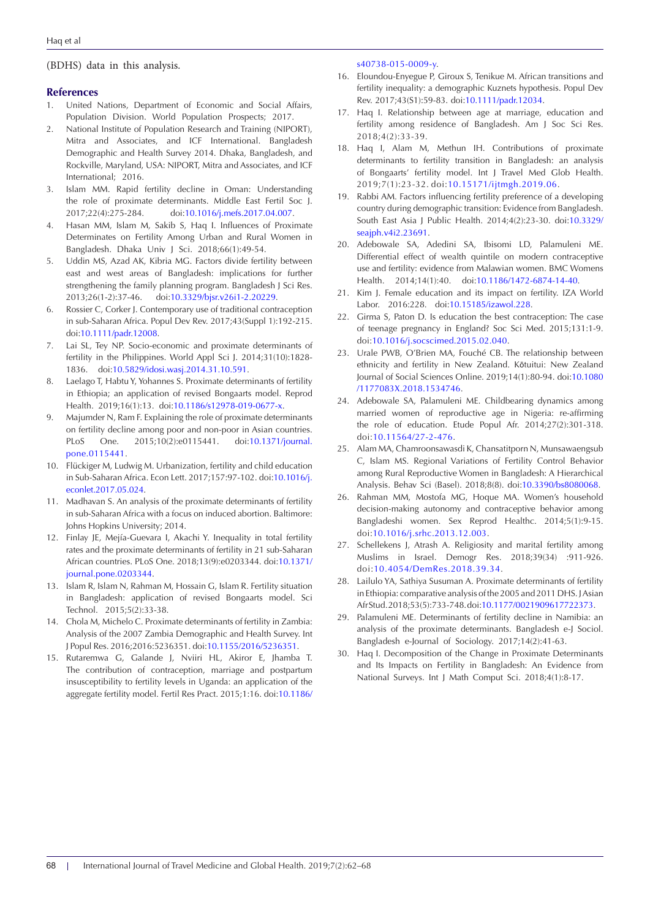(BDHS) data in this analysis.

## References

1. United Nations, Department of Economic and Social Affairs, Population Division. World Population Prospects; 2017.
2. National Institute of Population Research and Training (NIPORT), Mitra and Associates, and ICF International. Bangladesh Demographic and Health Survey 2014. Dhaka, Bangladesh, and Rockville, Maryland, USA: NIPORT, Mitra and Associates, and ICF International; 2016.
3. Islam MM. Rapid fertility decline in Oman: Understanding the role of proximate determinants. Middle East Fertil Soc J. 2017;22(4):275-284. doi:10.1016/j.mefs.2017.04.007.
4. Hasan MM, Islam M, Sakib S, Haq I. Influences of Proximate Determinates on Fertility Among Urban and Rural Women in Bangladesh. Dhaka Univ J Sci. 2018;66(1):49-54.
5. Uddin MS, Azad AK, Kibria MG. Factors divide fertility between east and west areas of Bangladesh: implications for further strengthening the family planning program. Bangladesh J Sci Res. 2013;26(1-2):37-46. doi:10.3329/bjsr.v26i1-2.20229.
6. Rossier C, Corker J. Contemporary use of traditional contraception in sub-Saharan Africa. Popul Dev Rev. 2017;43(Suppl 1):192-215. doi:10.1111/padr.12008.
7. Lai SL, Tey NP. Socio-economic and proximate determinants of fertility in the Philippines. World Appl Sci J. 2014;31(10):1828-1836. doi:10.5829/idosi.wasj.2014.31.10.591.
8. Laelago T, Habtu Y, Yohannes S. Proximate determinants of fertility in Ethiopia; an application of revised Bongaarts model. Reprod Health. 2019;16(1):13. doi:10.1186/s12978-019-0677-x.
9. Majumder N, Ram F. Explaining the role of proximate determinants on fertility decline among poor and non-poor in Asian countries. PLoS One. 2015;10(2):e0115441. doi:10.1371/journal.pone.0115441.
10. Flückiger M, Ludwig M. Urbanization, fertility and child education in Sub-Saharan Africa. Econ Lett. 2017;157:97-102. doi:10.1016/j.econlet.2017.05.024.
11. Madhavan S. An analysis of the proximate determinants of fertility in sub-Saharan Africa with a focus on induced abortion. Baltimore: Johns Hopkins University; 2014.
12. Finlay JE, Mejía-Guevara I, Akachi Y. Inequality in total fertility rates and the proximate determinants of fertility in 21 sub-Saharan African countries. PLoS One. 2018;13(9):e0203344. doi:10.1371/journal.pone.0203344.
13. Islam R, Islam N, Rahman M, Hossain G, Islam R. Fertility situation in Bangladesh: application of revised Bongaarts model. Sci Technol. 2015;5(2):33-38.
14. Chola M, Michelo C. Proximate determinants of fertility in Zambia: Analysis of the 2007 Zambia Demographic and Health Survey. Int J Popul Res. 2016;2016:5236351. doi:10.1155/2016/5236351.
15. Rutaremwa G, Galande J, Nviiri HL, Akiror E, Jhamba T. The contribution of contraception, marriage and postpartum insusceptibility to fertility levels in Uganda: an application of the aggregate fertility model. Fertil Res Pract. 2015;1:16. doi:10.1186/s40738-015-0009-y.
16. Eloundou-Enyegue P, Giroux S, Tenikue M. African transitions and fertility inequality: a demographic Kuznets hypothesis. Popul Dev Rev. 2017;43(S1):59-83. doi:10.1111/padr.12034.
17. Haq I. Relationship between age at marriage, education and fertility among residence of Bangladesh. Am J Soc Sci Res. 2018;4(2):33-39.
18. Haq I, Alam M, Methun IH. Contributions of proximate determinants to fertility transition in Bangladesh: an analysis of Bongaarts' fertility model. Int J Travel Med Glob Health. 2019;7(1):23-32. doi:10.15171/ijtmgh.2019.06.
19. Rabbi AM. Factors influencing fertility preference of a developing country during demographic transition: Evidence from Bangladesh. South East Asia J Public Health. 2014;4(2):23-30. doi:10.3329/seajph.v4i2.23691.
20. Adebowale SA, Adedini SA, Ibisomi LD, Palamuleni ME. Differential effect of wealth quintile on modern contraceptive use and fertility: evidence from Malawian women. BMC Womens Health. 2014;14(1):40. doi:10.1186/1472-6874-14-40.
21. Kim J. Female education and its impact on fertility. IZA World Labor. 2016:228. doi:10.15185/izawol.228.
22. Girma S, Paton D. Is education the best contraception: The case of teenage pregnancy in England? Soc Sci Med. 2015;131:1-9. doi:10.1016/j.socscimed.2015.02.040.
23. Urale PWB, O'Brien MA, Fouché CB. The relationship between ethnicity and fertility in New Zealand. Kōtuitui: New Zealand Journal of Social Sciences Online. 2019;14(1):80-94. doi:10.1080/1177083X.2018.1534746.
24. Adebowale SA, Palamuleni ME. Childbearing dynamics among married women of reproductive age in Nigeria: re-affirming the role of education. Etude Popul Afr. 2014;27(2):301-318. doi:10.11564/27-2-476.
25. Alam MA, Chamroonsawasdi K, Chansatitporn N, Munsawaengsub C, Islam MS. Regional Variations of Fertility Control Behavior among Rural Reproductive Women in Bangladesh: A Hierarchical Analysis. Behav Sci (Basel). 2018;8(8). doi:10.3390/bs8080068.
26. Rahman MM, Mostofa MG, Hoque MA. Women's household decision-making autonomy and contraceptive behavior among Bangladeshi women. Sex Reprod Healthc. 2014;5(1):9-15. doi:10.1016/j.srhc.2013.12.003.
27. Schellekens J, Atrash A. Religiosity and marital fertility among Muslims in Israel. Demogr Res. 2018;39(34) :911-926. doi:10.4054/DemRes.2018.39.34.
28. Lailulo YA, Sathiya Susuman A. Proximate determinants of fertility in Ethiopia: comparative analysis of the 2005 and 2011 DHS. J Asian Afr Stud. 2018;53(5):733-748. doi:10.1177/0021909617722373.
29. Palamuleni ME. Determinants of fertility decline in Namibia: an analysis of the proximate determinants. Bangladesh e-J Sociol. Bangladesh e-Journal of Sociology. 2017;14(2):41-63.
30. Haq I. Decomposition of the Change in Proximate Determinants and Its Impacts on Fertility in Bangladesh: An Evidence from National Surveys. Int J Math Comput Sci. 2018;4(1):8-17.